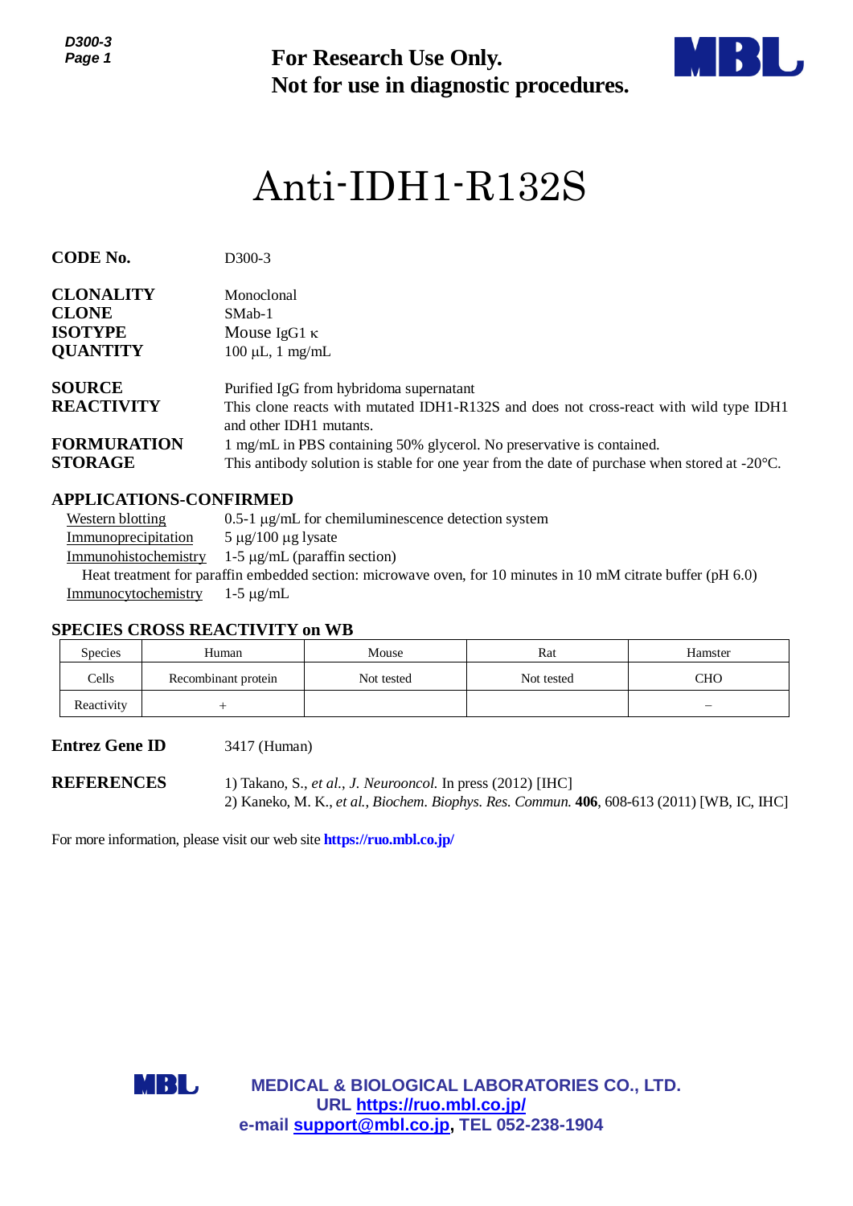**For Research Use Only.**
**Not for use in diagnostic procedures.**

# Anti-IDH1-R132S

**CODE No.** D300-3

**CLONALITY** Monoclonal
**CLONE** SMab-1
**ISOTYPE** Mouse IgG1 κ
**QUANTITY** 100 μL, 1 mg/mL

**SOURCE** Purified IgG from hybridoma supernatant
**REACTIVITY** This clone reacts with mutated IDH1-R132S and does not cross-react with wild type IDH1 and other IDH1 mutants.
**FORMURATION** 1 mg/mL in PBS containing 50% glycerol. No preservative is contained.
**STORAGE** This antibody solution is stable for one year from the date of purchase when stored at -20°C.

## APPLICATIONS-CONFIRMED

Western blotting 0.5-1 μg/mL for chemiluminescence detection system
Immunoprecipitation 5 μg/100 μg lysate
Immunohistochemistry 1-5 μg/mL (paraffin section)
Heat treatment for paraffin embedded section: microwave oven, for 10 minutes in 10 mM citrate buffer (pH 6.0)
Immunocytochemistry 1-5 μg/mL

## SPECIES CROSS REACTIVITY on WB

| Species | Human | Mouse | Rat | Hamster |
|---|---|---|---|---|
| Cells | Recombinant protein | Not tested | Not tested | CHO |
| Reactivity | + | | | − |

**Entrez Gene ID** 3417 (Human)

**REFERENCES**
1) Takano, S., *et al., J. Neurooncol.* In press (2012) [IHC]
2) Kaneko, M. K., *et al., Biochem. Biophys. Res. Commun.* **406**, 608-613 (2011) [WB, IC, IHC]

For more information, please visit our web site **https://ruo.mbl.co.jp/**

**MEDICAL & BIOLOGICAL LABORATORIES CO., LTD.**
**URL https://ruo.mbl.co.jp/**
**e-mail support@mbl.co.jp, TEL 052-238-1904**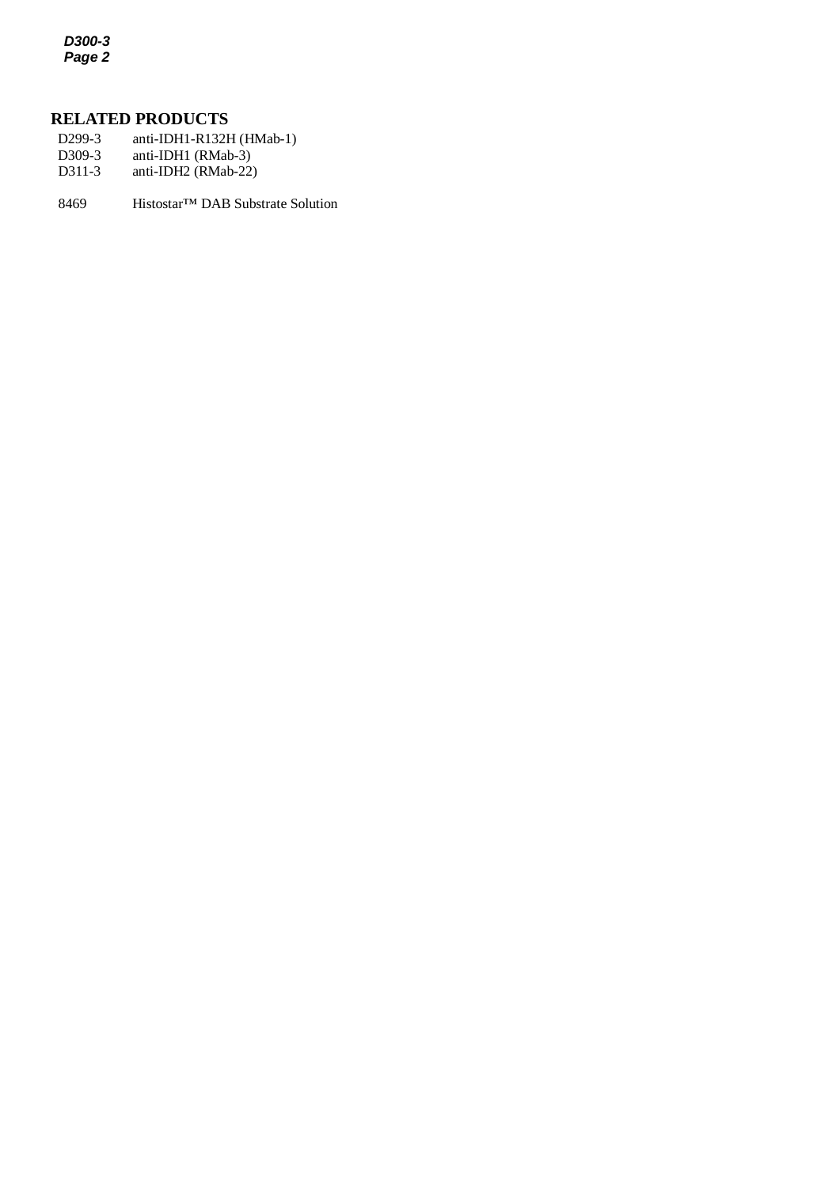## RELATED PRODUCTS

| | |
|---|---|
| D299-3 | anti-IDH1-R132H (HMab-1) |
| D309-3 | anti-IDH1 (RMab-3) |
| D311-3 | anti-IDH2 (RMab-22) |
| 8469 | Histostar™ DAB Substrate Solution |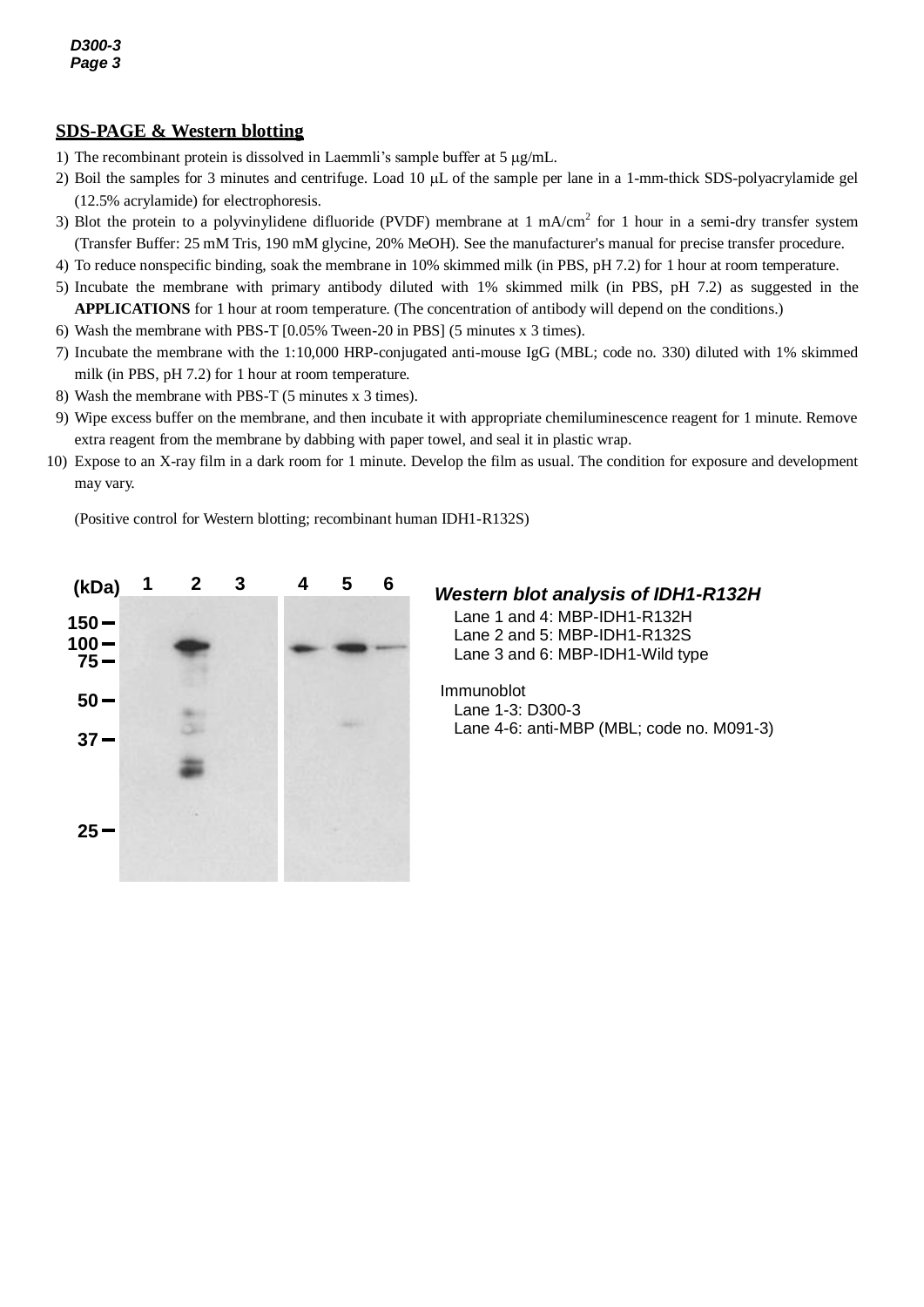## SDS-PAGE & Western blotting

1) The recombinant protein is dissolved in Laemmli's sample buffer at 5 μg/mL.
2) Boil the samples for 3 minutes and centrifuge. Load 10 μL of the sample per lane in a 1-mm-thick SDS-polyacrylamide gel (12.5% acrylamide) for electrophoresis.
3) Blot the protein to a polyvinylidene difluoride (PVDF) membrane at 1 mA/cm$^2$ for 1 hour in a semi-dry transfer system (Transfer Buffer: 25 mM Tris, 190 mM glycine, 20% MeOH). See the manufacturer's manual for precise transfer procedure.
4) To reduce nonspecific binding, soak the membrane in 10% skimmed milk (in PBS, pH 7.2) for 1 hour at room temperature.
5) Incubate the membrane with primary antibody diluted with 1% skimmed milk (in PBS, pH 7.2) as suggested in the **APPLICATIONS** for 1 hour at room temperature. (The concentration of antibody will depend on the conditions.)
6) Wash the membrane with PBS-T [0.05% Tween-20 in PBS] (5 minutes x 3 times).
7) Incubate the membrane with the 1:10,000 HRP-conjugated anti-mouse IgG (MBL; code no. 330) diluted with 1% skimmed milk (in PBS, pH 7.2) for 1 hour at room temperature.
8) Wash the membrane with PBS-T (5 minutes x 3 times).
9) Wipe excess buffer on the membrane, and then incubate it with appropriate chemiluminescence reagent for 1 minute. Remove extra reagent from the membrane by dabbing with paper towel, and seal it in plastic wrap.
10) Expose to an X-ray film in a dark room for 1 minute. Develop the film as usual. The condition for exposure and development may vary.

(Positive control for Western blotting; recombinant human IDH1-R132S)

(kDa) 1 2 3 4 5 6
150
100
75
50
37
25

***Western blot analysis of IDH1-R132H***

Lane 1 and 4: MBP-IDH1-R132H
Lane 2 and 5: MBP-IDH1-R132S
Lane 3 and 6: MBP-IDH1-Wild type

Immunoblot
Lane 1-3: D300-3
Lane 4-6: anti-MBP (MBL; code no. M091-3)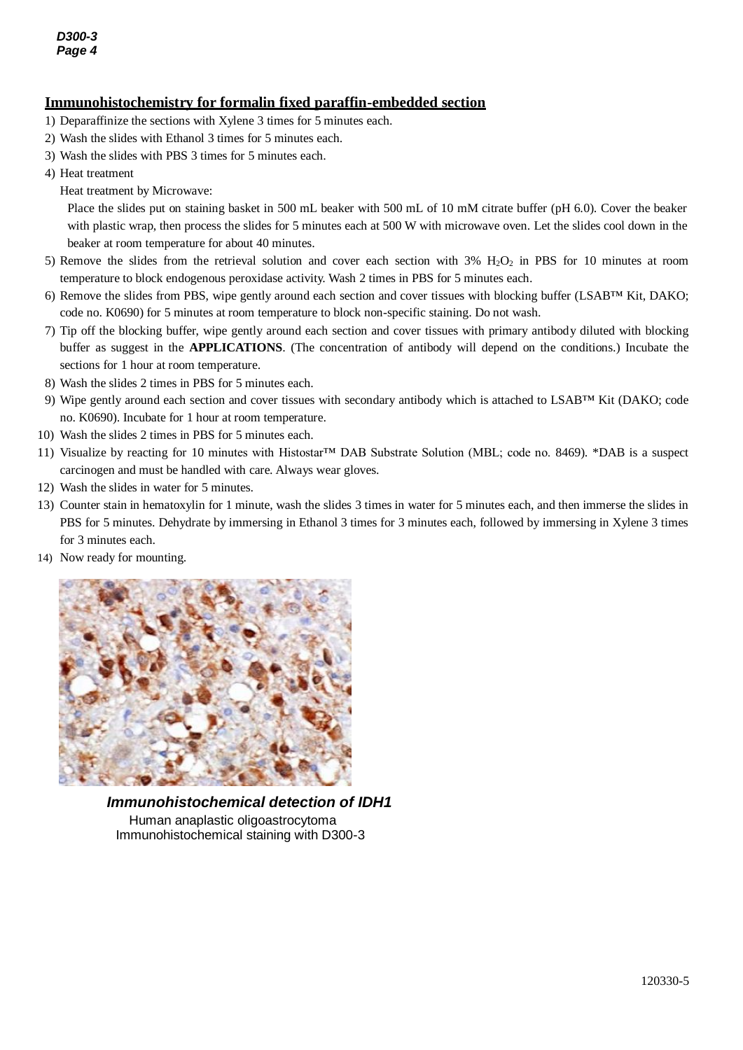## Immunohistochemistry for formalin fixed paraffin-embedded section

1) Deparaffinize the sections with Xylene 3 times for 5 minutes each.
2) Wash the slides with Ethanol 3 times for 5 minutes each.
3) Wash the slides with PBS 3 times for 5 minutes each.
4) Heat treatment

   Heat treatment by Microwave:

   Place the slides put on staining basket in 500 mL beaker with 500 mL of 10 mM citrate buffer (pH 6.0). Cover the beaker with plastic wrap, then process the slides for 5 minutes each at 500 W with microwave oven. Let the slides cool down in the beaker at room temperature for about 40 minutes.
5) Remove the slides from the retrieval solution and cover each section with 3% $H_2O_2$ in PBS for 10 minutes at room temperature to block endogenous peroxidase activity. Wash 2 times in PBS for 5 minutes each.
6) Remove the slides from PBS, wipe gently around each section and cover tissues with blocking buffer (LSAB™ Kit, DAKO; code no. K0690) for 5 minutes at room temperature to block non-specific staining. Do not wash.
7) Tip off the blocking buffer, wipe gently around each section and cover tissues with primary antibody diluted with blocking buffer as suggest in the **APPLICATIONS**. (The concentration of antibody will depend on the conditions.) Incubate the sections for 1 hour at room temperature.
8) Wash the slides 2 times in PBS for 5 minutes each.
9) Wipe gently around each section and cover tissues with secondary antibody which is attached to LSAB™ Kit (DAKO; code no. K0690). Incubate for 1 hour at room temperature.
10) Wash the slides 2 times in PBS for 5 minutes each.
11) Visualize by reacting for 10 minutes with Histostar™ DAB Substrate Solution (MBL; code no. 8469). *DAB is a suspect carcinogen and must be handled with care. Always wear gloves.
12) Wash the slides in water for 5 minutes.
13) Counter stain in hematoxylin for 1 minute, wash the slides 3 times in water for 5 minutes each, and then immerse the slides in PBS for 5 minutes. Dehydrate by immersing in Ethanol 3 times for 3 minutes each, followed by immersing in Xylene 3 times for 3 minutes each.
14) Now ready for mounting.

***Immunohistochemical detection of IDH1***

Human anaplastic oligoastrocytoma

Immunohistochemical staining with D300-3